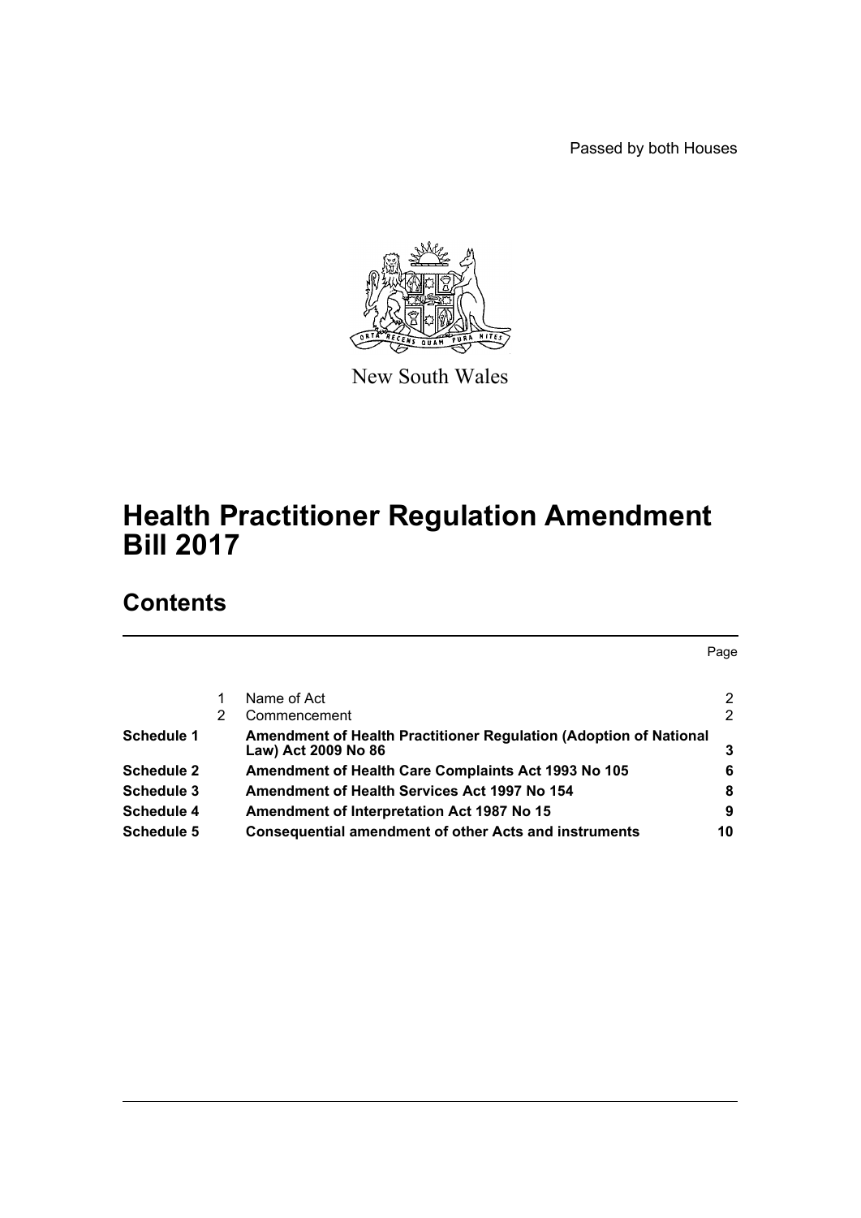Passed by both Houses

New South Wales

# Health Practitioner Regulation Amendment Bill 2017

## Contents

| | | | Page |
|---|---|---|---|
| | 1 | Name of Act | 2 |
| | 2 | Commencement | 2 |
| **Schedule 1** | | **Amendment of Health Practitioner Regulation (Adoption of National Law) Act 2009 No 86** | **3** |
| **Schedule 2** | | **Amendment of Health Care Complaints Act 1993 No 105** | **6** |
| **Schedule 3** | | **Amendment of Health Services Act 1997 No 154** | **8** |
| **Schedule 4** | | **Amendment of Interpretation Act 1987 No 15** | **9** |
| **Schedule 5** | | **Consequential amendment of other Acts and instruments** | **10** |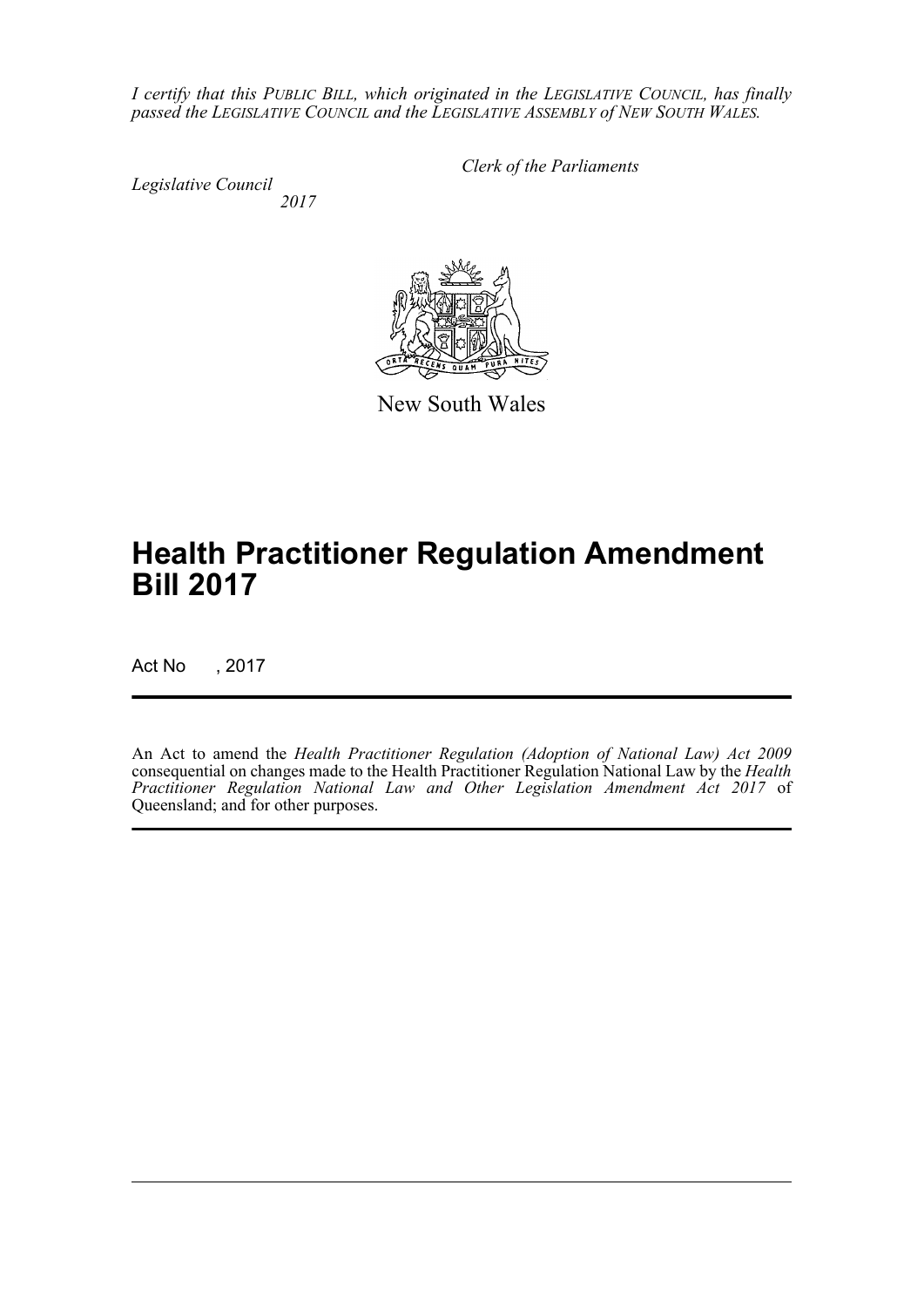*I certify that this PUBLIC BILL, which originated in the LEGISLATIVE COUNCIL, has finally passed the LEGISLATIVE COUNCIL and the LEGISLATIVE ASSEMBLY of NEW SOUTH WALES.*

*Clerk of the Parliaments*

*Legislative Council*

*2017*

New South Wales

# Health Practitioner Regulation Amendment Bill 2017

Act No , 2017

An Act to amend the *Health Practitioner Regulation (Adoption of National Law) Act 2009* consequential on changes made to the Health Practitioner Regulation National Law by the *Health Practitioner Regulation National Law and Other Legislation Amendment Act 2017* of Queensland; and for other purposes.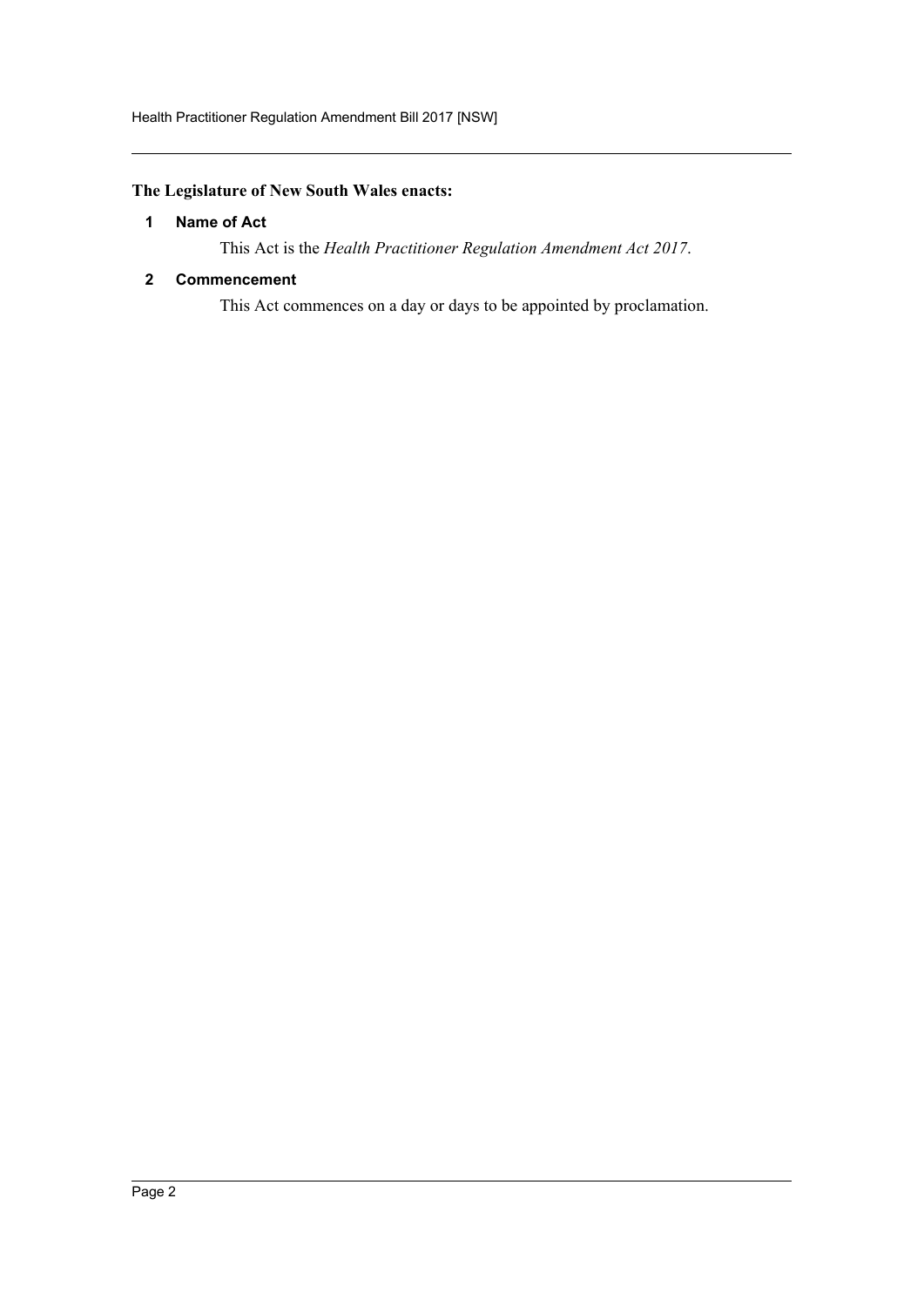**The Legislature of New South Wales enacts:**

**1 Name of Act**

This Act is the *Health Practitioner Regulation Amendment Act 2017*.

**2 Commencement**

This Act commences on a day or days to be appointed by proclamation.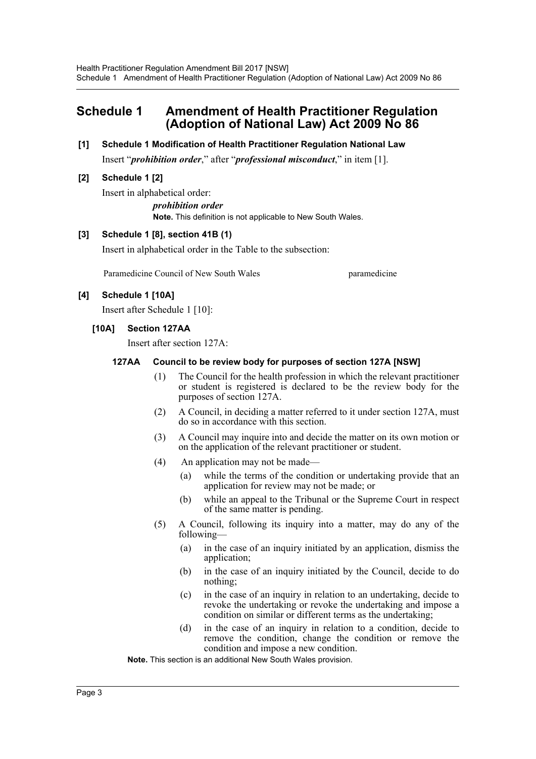# Schedule 1 Amendment of Health Practitioner Regulation (Adoption of National Law) Act 2009 No 86

### [1] Schedule 1 Modification of Health Practitioner Regulation National Law

Insert "***prohibition order***," after "***professional misconduct***," in item [1].

### [2] Schedule 1 [2]

Insert in alphabetical order:

***prohibition order***

**Note.** This definition is not applicable to New South Wales.

### [3] Schedule 1 [8], section 41B (1)

Insert in alphabetical order in the Table to the subsection:

| | |
|---|---|
| Paramedicine Council of New South Wales | paramedicine |

### [4] Schedule 1 [10A]

Insert after Schedule 1 [10]:

#### [10A] Section 127AA

Insert after section 127A:

##### 127AA Council to be review body for purposes of section 127A [NSW]

(1) The Council for the health profession in which the relevant practitioner or student is registered is declared to be the review body for the purposes of section 127A.

(2) A Council, in deciding a matter referred to it under section 127A, must do so in accordance with this section.

(3) A Council may inquire into and decide the matter on its own motion or on the application of the relevant practitioner or student.

(4) An application may not be made—

- (a) while the terms of the condition or undertaking provide that an application for review may not be made; or
- (b) while an appeal to the Tribunal or the Supreme Court in respect of the same matter is pending.

(5) A Council, following its inquiry into a matter, may do any of the following—

- (a) in the case of an inquiry initiated by an application, dismiss the application;
- (b) in the case of an inquiry initiated by the Council, decide to do nothing;
- (c) in the case of an inquiry in relation to an undertaking, decide to revoke the undertaking or revoke the undertaking and impose a condition on similar or different terms as the undertaking;
- (d) in the case of an inquiry in relation to a condition, decide to remove the condition, change the condition or remove the condition and impose a new condition.

**Note.** This section is an additional New South Wales provision.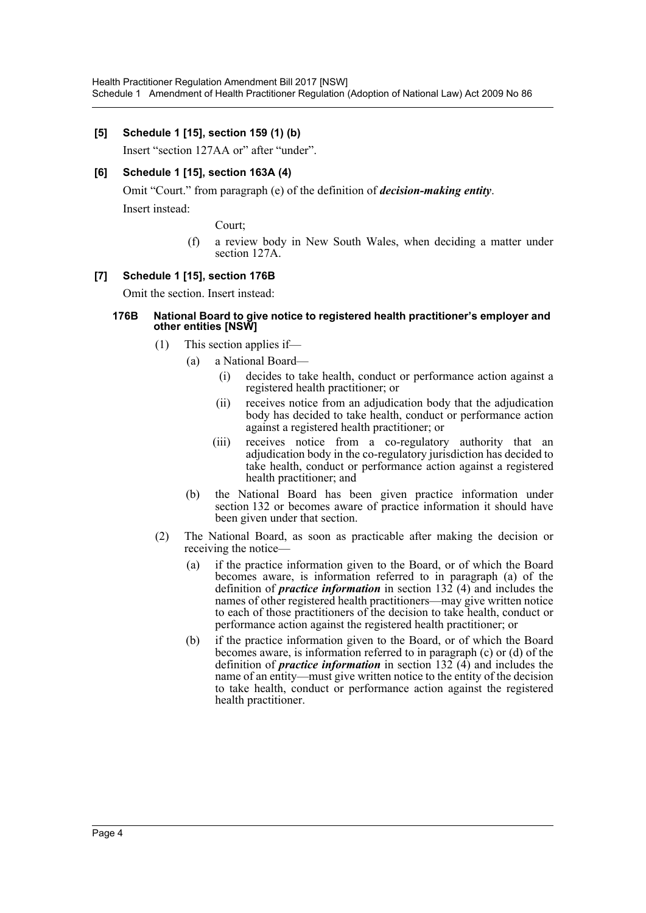### [5] Schedule 1 [15], section 159 (1) (b)

Insert "section 127AA or" after "under".

### [6] Schedule 1 [15], section 163A (4)

Omit "Court." from paragraph (e) of the definition of ***decision-making entity***.

Insert instead:

Court;

(f) a review body in New South Wales, when deciding a matter under section 127A.

### [7] Schedule 1 [15], section 176B

Omit the section. Insert instead:

#### 176B National Board to give notice to registered health practitioner's employer and other entities [NSW]

(1) This section applies if—

- (a) a National Board—
  - (i) decides to take health, conduct or performance action against a registered health practitioner; or
  - (ii) receives notice from an adjudication body that the adjudication body has decided to take health, conduct or performance action against a registered health practitioner; or
  - (iii) receives notice from a co-regulatory authority that an adjudication body in the co-regulatory jurisdiction has decided to take health, conduct or performance action against a registered health practitioner; and
- (b) the National Board has been given practice information under section 132 or becomes aware of practice information it should have been given under that section.

(2) The National Board, as soon as practicable after making the decision or receiving the notice—

- (a) if the practice information given to the Board, or of which the Board becomes aware, is information referred to in paragraph (a) of the definition of ***practice information*** in section 132 (4) and includes the names of other registered health practitioners—may give written notice to each of those practitioners of the decision to take health, conduct or performance action against the registered health practitioner; or
- (b) if the practice information given to the Board, or of which the Board becomes aware, is information referred to in paragraph (c) or (d) of the definition of ***practice information*** in section 132 (4) and includes the name of an entity—must give written notice to the entity of the decision to take health, conduct or performance action against the registered health practitioner.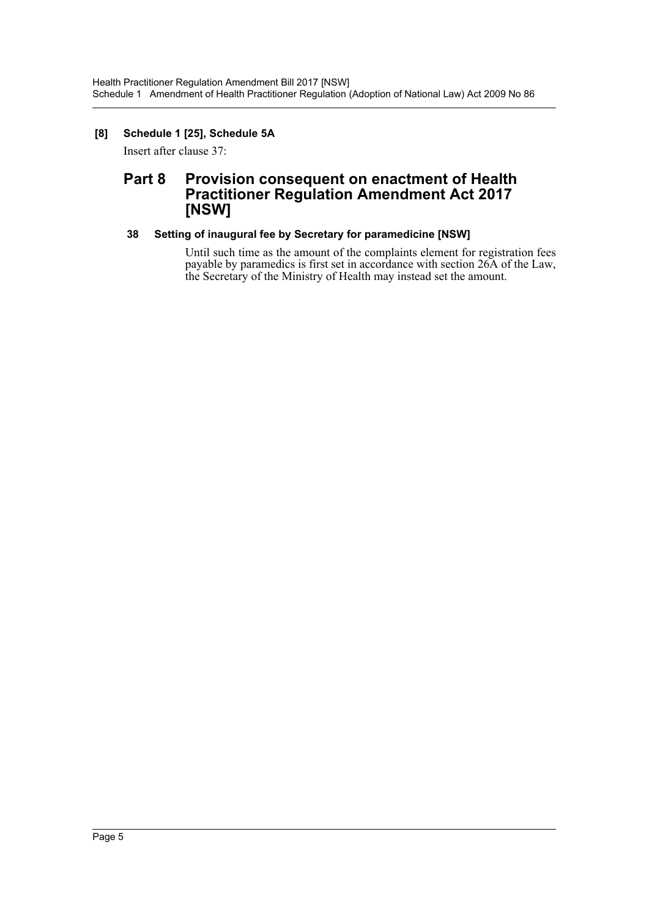**[8] Schedule 1 [25], Schedule 5A**

Insert after clause 37:

## Part 8 Provision consequent on enactment of Health Practitioner Regulation Amendment Act 2017 [NSW]

### 38 Setting of inaugural fee by Secretary for paramedicine [NSW]

Until such time as the amount of the complaints element for registration fees payable by paramedics is first set in accordance with section 26A of the Law, the Secretary of the Ministry of Health may instead set the amount.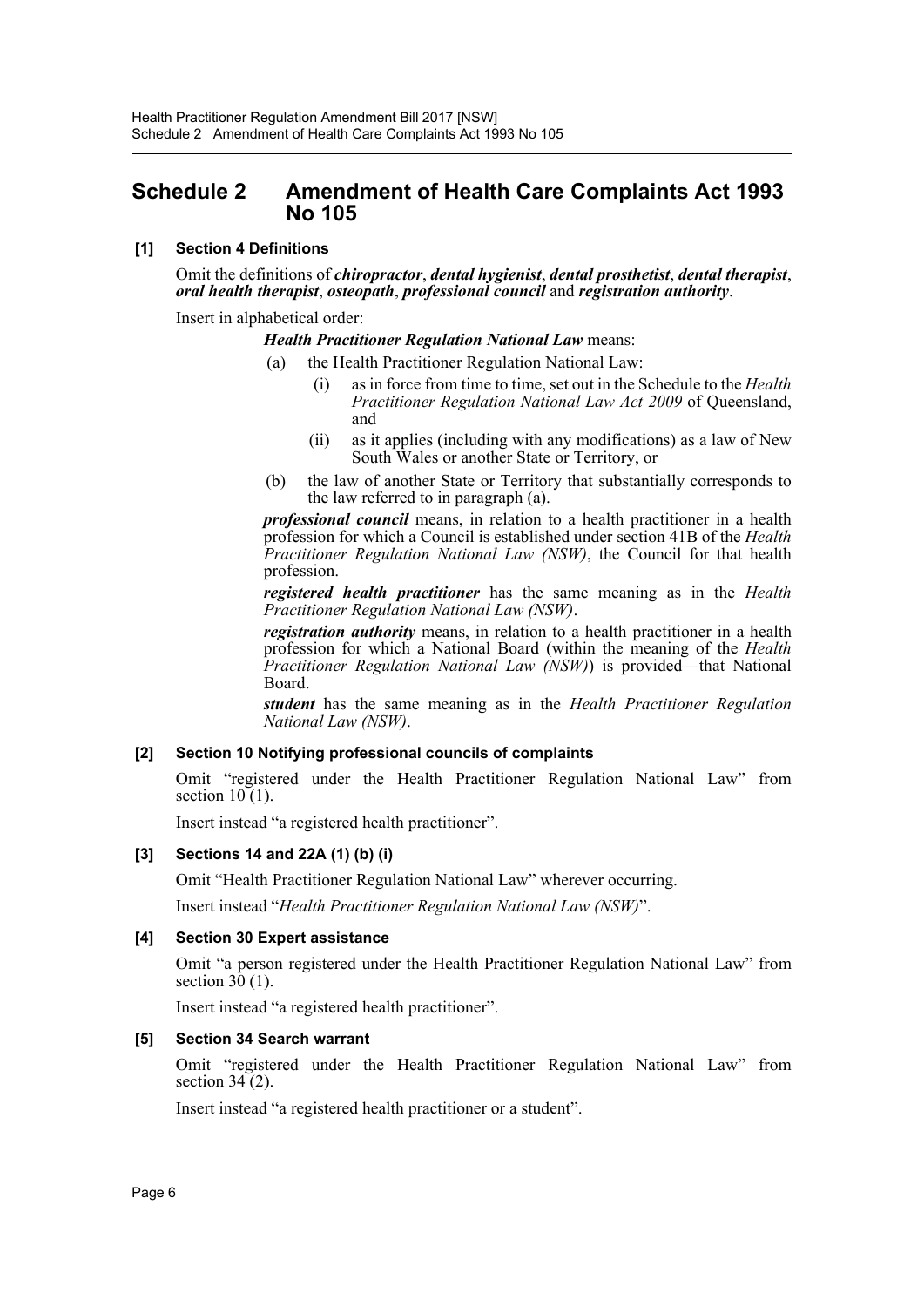# Schedule 2 Amendment of Health Care Complaints Act 1993 No 105

### [1] Section 4 Definitions

Omit the definitions of ***chiropractor***, ***dental hygienist***, ***dental prosthetist***, ***dental therapist***, ***oral health therapist***, ***osteopath***, ***professional council*** and ***registration authority***.

Insert in alphabetical order:

> ***Health Practitioner Regulation National Law*** means:
>
> (a) the Health Practitioner Regulation National Law:
>
> (i) as in force from time to time, set out in the Schedule to the *Health Practitioner Regulation National Law Act 2009* of Queensland, and
>
> (ii) as it applies (including with any modifications) as a law of New South Wales or another State or Territory, or
>
> (b) the law of another State or Territory that substantially corresponds to the law referred to in paragraph (a).
>
> ***professional council*** means, in relation to a health practitioner in a health profession for which a Council is established under section 41B of the *Health Practitioner Regulation National Law (NSW)*, the Council for that health profession.
>
> ***registered health practitioner*** has the same meaning as in the *Health Practitioner Regulation National Law (NSW)*.
>
> ***registration authority*** means, in relation to a health practitioner in a health profession for which a National Board (within the meaning of the *Health Practitioner Regulation National Law (NSW)*) is provided—that National Board.
>
> ***student*** has the same meaning as in the *Health Practitioner Regulation National Law (NSW)*.

### [2] Section 10 Notifying professional councils of complaints

Omit "registered under the Health Practitioner Regulation National Law" from section 10 (1).

Insert instead "a registered health practitioner".

### [3] Sections 14 and 22A (1) (b) (i)

Omit "Health Practitioner Regulation National Law" wherever occurring.

Insert instead "*Health Practitioner Regulation National Law (NSW)*".

### [4] Section 30 Expert assistance

Omit "a person registered under the Health Practitioner Regulation National Law" from section 30 (1).

Insert instead "a registered health practitioner".

### [5] Section 34 Search warrant

Omit "registered under the Health Practitioner Regulation National Law" from section 34 (2).

Insert instead "a registered health practitioner or a student".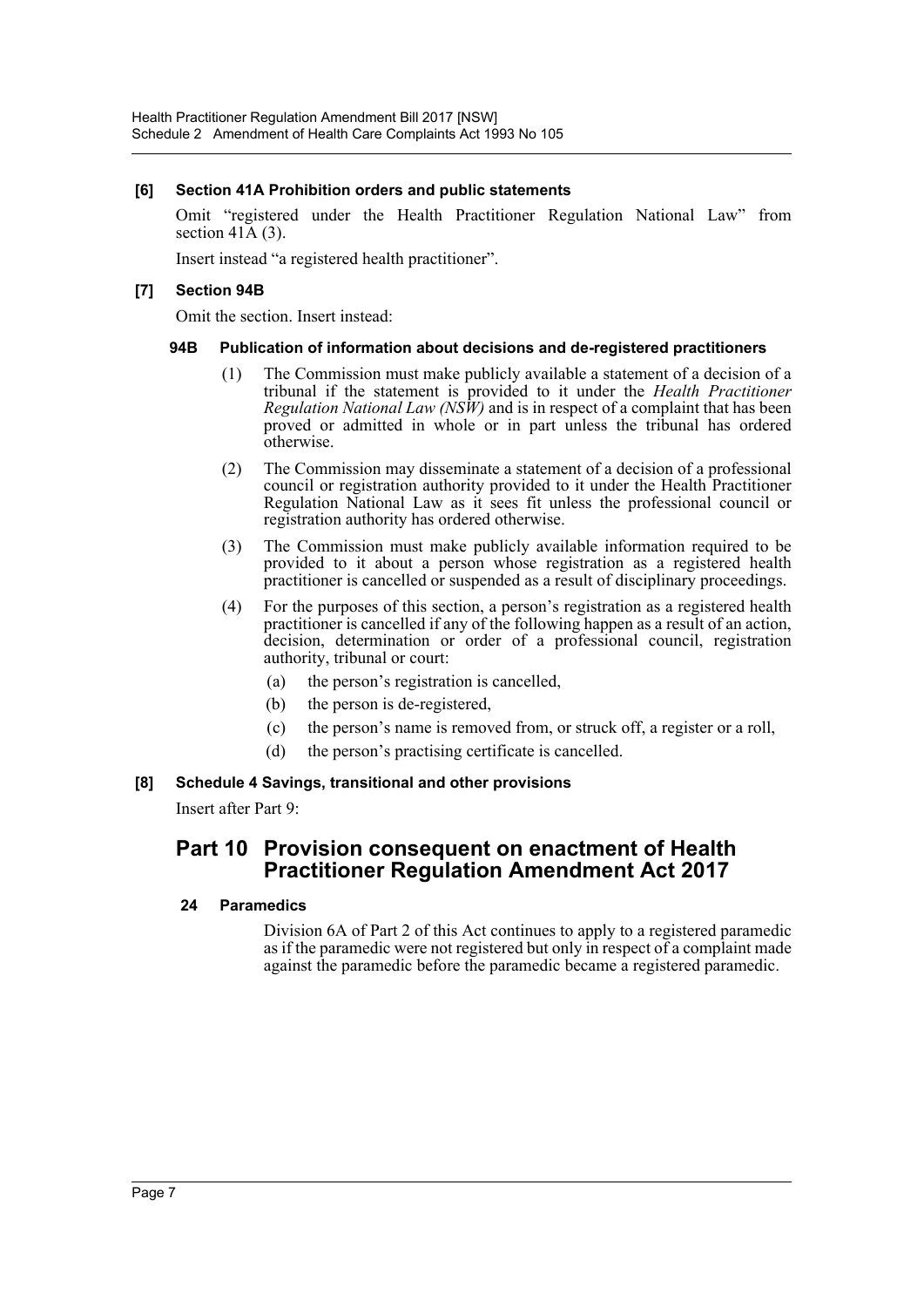**[6] Section 41A Prohibition orders and public statements**

Omit "registered under the Health Practitioner Regulation National Law" from section 41A (3).

Insert instead "a registered health practitioner".

**[7] Section 94B**

Omit the section. Insert instead:

**94B Publication of information about decisions and de-registered practitioners**

(1) The Commission must make publicly available a statement of a decision of a tribunal if the statement is provided to it under the *Health Practitioner Regulation National Law (NSW)* and is in respect of a complaint that has been proved or admitted in whole or in part unless the tribunal has ordered otherwise.

(2) The Commission may disseminate a statement of a decision of a professional council or registration authority provided to it under the Health Practitioner Regulation National Law as it sees fit unless the professional council or registration authority has ordered otherwise.

(3) The Commission must make publicly available information required to be provided to it about a person whose registration as a registered health practitioner is cancelled or suspended as a result of disciplinary proceedings.

(4) For the purposes of this section, a person's registration as a registered health practitioner is cancelled if any of the following happen as a result of an action, decision, determination or order of a professional council, registration authority, tribunal or court:

(a) the person's registration is cancelled,

(b) the person is de-registered,

(c) the person's name is removed from, or struck off, a register or a roll,

(d) the person's practising certificate is cancelled.

**[8] Schedule 4 Savings, transitional and other provisions**

Insert after Part 9:

## Part 10 Provision consequent on enactment of Health Practitioner Regulation Amendment Act 2017

**24 Paramedics**

Division 6A of Part 2 of this Act continues to apply to a registered paramedic as if the paramedic were not registered but only in respect of a complaint made against the paramedic before the paramedic became a registered paramedic.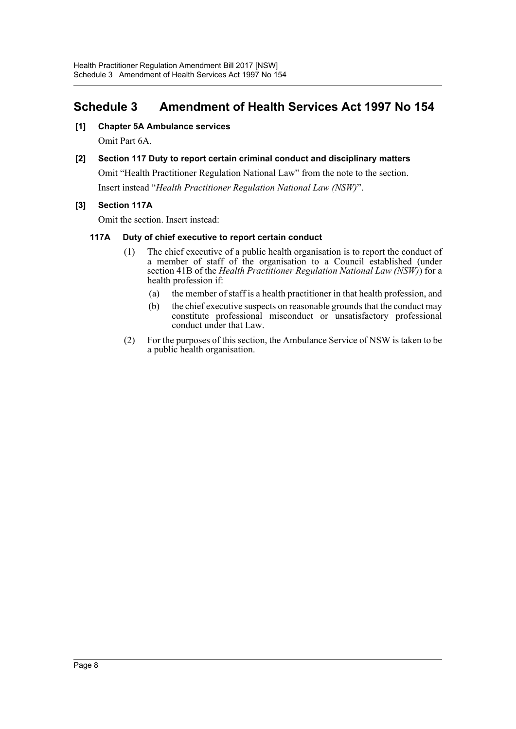## Schedule 3 Amendment of Health Services Act 1997 No 154

**[1] Chapter 5A Ambulance services**

Omit Part 6A.

**[2] Section 117 Duty to report certain criminal conduct and disciplinary matters**

Omit "Health Practitioner Regulation National Law" from the note to the section.

Insert instead "*Health Practitioner Regulation National Law (NSW)*".

**[3] Section 117A**

Omit the section. Insert instead:

**117A Duty of chief executive to report certain conduct**

(1) The chief executive of a public health organisation is to report the conduct of a member of staff of the organisation to a Council established (under section 41B of the *Health Practitioner Regulation National Law (NSW)*) for a health profession if:

(a) the member of staff is a health practitioner in that health profession, and

(b) the chief executive suspects on reasonable grounds that the conduct may constitute professional misconduct or unsatisfactory professional conduct under that Law.

(2) For the purposes of this section, the Ambulance Service of NSW is taken to be a public health organisation.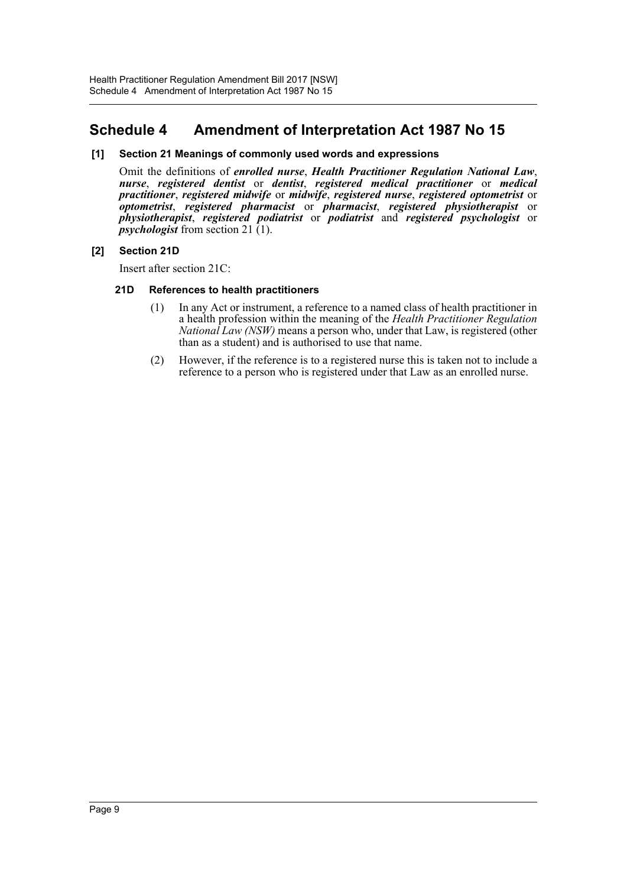# Schedule 4 Amendment of Interpretation Act 1987 No 15

### [1] Section 21 Meanings of commonly used words and expressions

Omit the definitions of ***enrolled nurse***, ***Health Practitioner Regulation National Law***, ***nurse***, ***registered dentist*** or ***dentist***, ***registered medical practitioner*** or ***medical practitioner***, ***registered midwife*** or ***midwife***, ***registered nurse***, ***registered optometrist*** or ***optometrist***, ***registered pharmacist*** or ***pharmacist***, ***registered physiotherapist*** or ***physiotherapist***, ***registered podiatrist*** or ***podiatrist*** and ***registered psychologist*** or ***psychologist*** from section 21 (1).

### [2] Section 21D

Insert after section 21C:

#### 21D References to health practitioners

(1) In any Act or instrument, a reference to a named class of health practitioner in a health profession within the meaning of the *Health Practitioner Regulation National Law (NSW)* means a person who, under that Law, is registered (other than as a student) and is authorised to use that name.

(2) However, if the reference is to a registered nurse this is taken not to include a reference to a person who is registered under that Law as an enrolled nurse.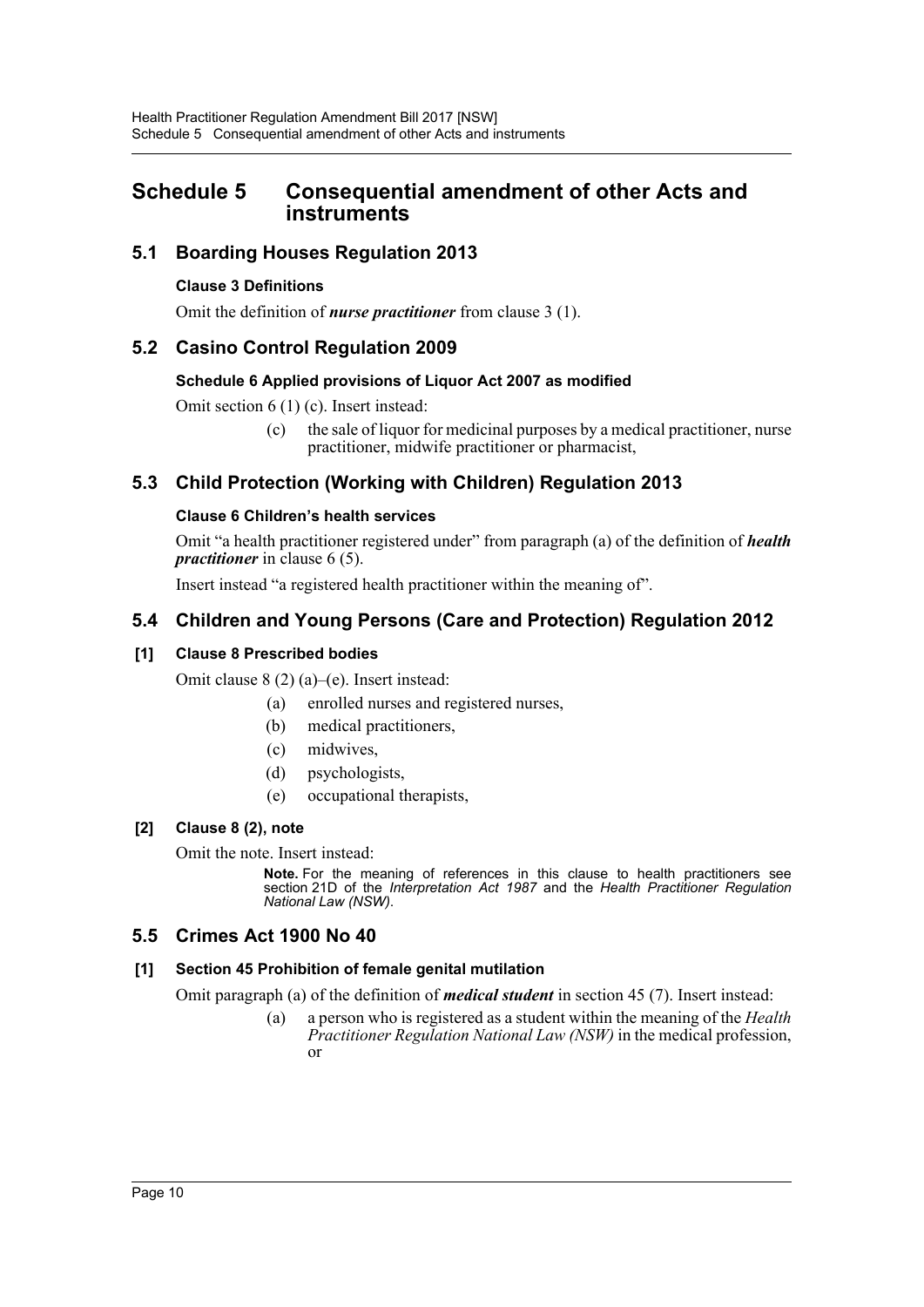# Schedule 5 Consequential amendment of other Acts and instruments

## 5.1 Boarding Houses Regulation 2013

### Clause 3 Definitions

Omit the definition of ***nurse practitioner*** from clause 3 (1).

## 5.2 Casino Control Regulation 2009

### Schedule 6 Applied provisions of Liquor Act 2007 as modified

Omit section 6 (1) (c). Insert instead:

> (c) the sale of liquor for medicinal purposes by a medical practitioner, nurse practitioner, midwife practitioner or pharmacist,

## 5.3 Child Protection (Working with Children) Regulation 2013

### Clause 6 Children's health services

Omit "a health practitioner registered under" from paragraph (a) of the definition of ***health practitioner*** in clause 6 (5).

Insert instead "a registered health practitioner within the meaning of".

## 5.4 Children and Young Persons (Care and Protection) Regulation 2012

### [1] Clause 8 Prescribed bodies

Omit clause 8 (2) (a)–(e). Insert instead:

> (a) enrolled nurses and registered nurses,
>
> (b) medical practitioners,
>
> (c) midwives,
>
> (d) psychologists,
>
> (e) occupational therapists,

### [2] Clause 8 (2), note

Omit the note. Insert instead:

> **Note.** For the meaning of references in this clause to health practitioners see section 21D of the *Interpretation Act 1987* and the *Health Practitioner Regulation National Law (NSW)*.

## 5.5 Crimes Act 1900 No 40

### [1] Section 45 Prohibition of female genital mutilation

Omit paragraph (a) of the definition of ***medical student*** in section 45 (7). Insert instead:

> (a) a person who is registered as a student within the meaning of the *Health Practitioner Regulation National Law (NSW)* in the medical profession, or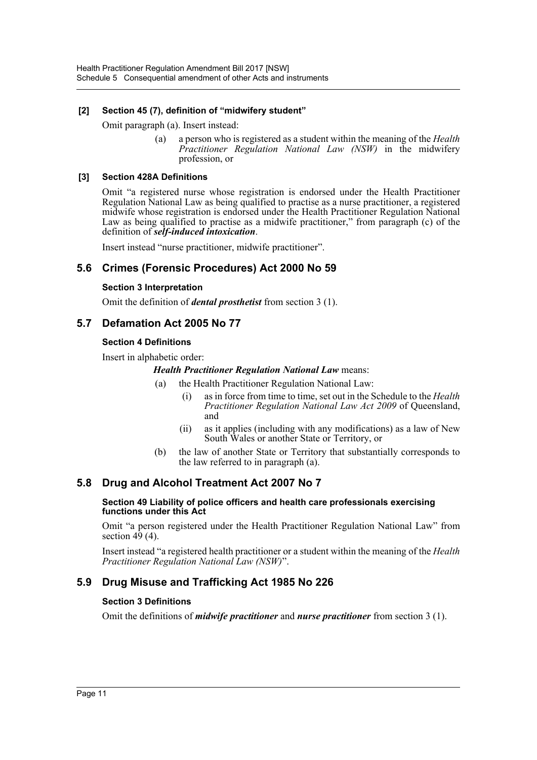**[2] Section 45 (7), definition of "midwifery student"**

Omit paragraph (a). Insert instead:

> (a) a person who is registered as a student within the meaning of the *Health Practitioner Regulation National Law (NSW)* in the midwifery profession, or

**[3] Section 428A Definitions**

Omit "a registered nurse whose registration is endorsed under the Health Practitioner Regulation National Law as being qualified to practise as a nurse practitioner, a registered midwife whose registration is endorsed under the Health Practitioner Regulation National Law as being qualified to practise as a midwife practitioner," from paragraph (c) of the definition of ***self-induced intoxication***.

Insert instead "nurse practitioner, midwife practitioner".

## 5.6 Crimes (Forensic Procedures) Act 2000 No 59

**Section 3 Interpretation**

Omit the definition of ***dental prosthetist*** from section 3 (1).

## 5.7 Defamation Act 2005 No 77

**Section 4 Definitions**

Insert in alphabetic order:

> ***Health Practitioner Regulation National Law*** means:
>
> (a) the Health Practitioner Regulation National Law:
>
> > (i) as in force from time to time, set out in the Schedule to the *Health Practitioner Regulation National Law Act 2009* of Queensland, and
> >
> > (ii) as it applies (including with any modifications) as a law of New South Wales or another State or Territory, or
>
> (b) the law of another State or Territory that substantially corresponds to the law referred to in paragraph (a).

## 5.8 Drug and Alcohol Treatment Act 2007 No 7

**Section 49 Liability of police officers and health care professionals exercising functions under this Act**

Omit "a person registered under the Health Practitioner Regulation National Law" from section 49 (4).

Insert instead "a registered health practitioner or a student within the meaning of the *Health Practitioner Regulation National Law (NSW)*".

## 5.9 Drug Misuse and Trafficking Act 1985 No 226

**Section 3 Definitions**

Omit the definitions of ***midwife practitioner*** and ***nurse practitioner*** from section 3 (1).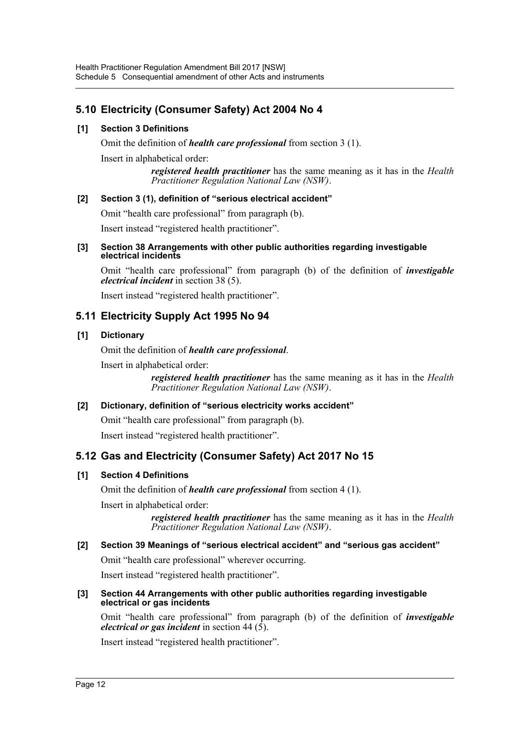## 5.10 Electricity (Consumer Safety) Act 2004 No 4

### [1] Section 3 Definitions

Omit the definition of ***health care professional*** from section 3 (1).

Insert in alphabetical order:

> ***registered health practitioner*** has the same meaning as it has in the *Health Practitioner Regulation National Law (NSW)*.

### [2] Section 3 (1), definition of "serious electrical accident"

Omit "health care professional" from paragraph (b).

Insert instead "registered health practitioner".

### [3] Section 38 Arrangements with other public authorities regarding investigable electrical incidents

Omit "health care professional" from paragraph (b) of the definition of ***investigable electrical incident*** in section 38 (5).

Insert instead "registered health practitioner".

## 5.11 Electricity Supply Act 1995 No 94

### [1] Dictionary

Omit the definition of ***health care professional***.

Insert in alphabetical order:

> ***registered health practitioner*** has the same meaning as it has in the *Health Practitioner Regulation National Law (NSW)*.

### [2] Dictionary, definition of "serious electricity works accident"

Omit "health care professional" from paragraph (b).

Insert instead "registered health practitioner".

## 5.12 Gas and Electricity (Consumer Safety) Act 2017 No 15

### [1] Section 4 Definitions

Omit the definition of ***health care professional*** from section 4 (1).

Insert in alphabetical order:

> ***registered health practitioner*** has the same meaning as it has in the *Health Practitioner Regulation National Law (NSW)*.

### [2] Section 39 Meanings of "serious electrical accident" and "serious gas accident"

Omit "health care professional" wherever occurring.

Insert instead "registered health practitioner".

### [3] Section 44 Arrangements with other public authorities regarding investigable electrical or gas incidents

Omit "health care professional" from paragraph (b) of the definition of ***investigable electrical or gas incident*** in section 44 (5).

Insert instead "registered health practitioner".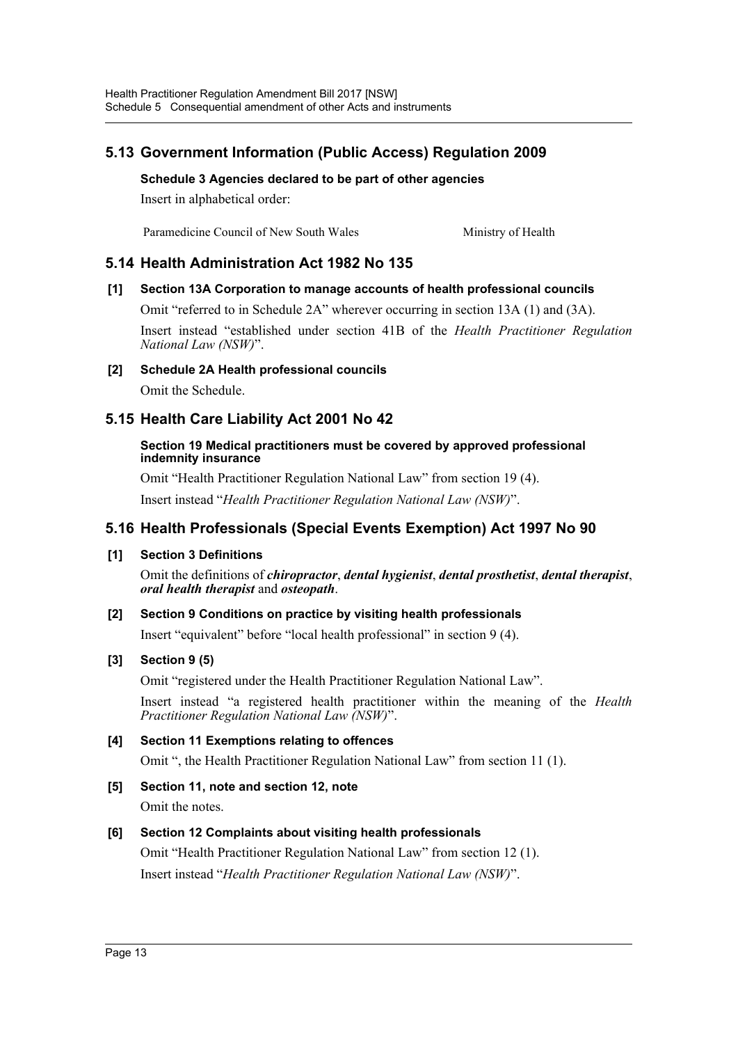## 5.13 Government Information (Public Access) Regulation 2009

**Schedule 3 Agencies declared to be part of other agencies**

Insert in alphabetical order:

| | |
|---|---|
| Paramedicine Council of New South Wales | Ministry of Health |

## 5.14 Health Administration Act 1982 No 135

**[1] Section 13A Corporation to manage accounts of health professional councils**

Omit "referred to in Schedule 2A" wherever occurring in section 13A (1) and (3A).

Insert instead "established under section 41B of the *Health Practitioner Regulation National Law (NSW)*".

**[2] Schedule 2A Health professional councils**

Omit the Schedule.

## 5.15 Health Care Liability Act 2001 No 42

**Section 19 Medical practitioners must be covered by approved professional indemnity insurance**

Omit "Health Practitioner Regulation National Law" from section 19 (4).

Insert instead "*Health Practitioner Regulation National Law (NSW)*".

## 5.16 Health Professionals (Special Events Exemption) Act 1997 No 90

**[1] Section 3 Definitions**

Omit the definitions of ***chiropractor***, ***dental hygienist***, ***dental prosthetist***, ***dental therapist***, ***oral health therapist*** and ***osteopath***.

**[2] Section 9 Conditions on practice by visiting health professionals**

Insert "equivalent" before "local health professional" in section 9 (4).

**[3] Section 9 (5)**

Omit "registered under the Health Practitioner Regulation National Law".

Insert instead "a registered health practitioner within the meaning of the *Health Practitioner Regulation National Law (NSW)*".

**[4] Section 11 Exemptions relating to offences**

Omit ", the Health Practitioner Regulation National Law" from section 11 (1).

**[5] Section 11, note and section 12, note**

Omit the notes.

**[6] Section 12 Complaints about visiting health professionals**

Omit "Health Practitioner Regulation National Law" from section 12 (1).

Insert instead "*Health Practitioner Regulation National Law (NSW)*".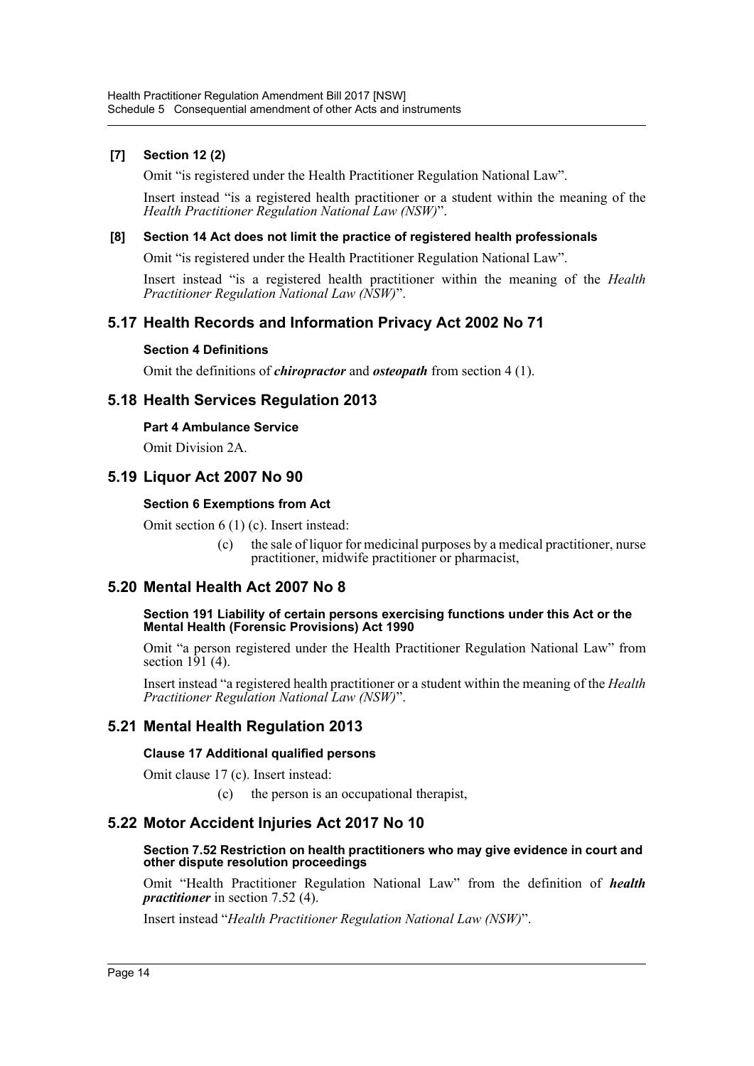**[7] Section 12 (2)**

Omit "is registered under the Health Practitioner Regulation National Law".

Insert instead "is a registered health practitioner or a student within the meaning of the *Health Practitioner Regulation National Law (NSW)*".

**[8] Section 14 Act does not limit the practice of registered health professionals**

Omit "is registered under the Health Practitioner Regulation National Law".

Insert instead "is a registered health practitioner within the meaning of the *Health Practitioner Regulation National Law (NSW)*".

## 5.17 Health Records and Information Privacy Act 2002 No 71

**Section 4 Definitions**

Omit the definitions of ***chiropractor*** and ***osteopath*** from section 4 (1).

## 5.18 Health Services Regulation 2013

**Part 4 Ambulance Service**

Omit Division 2A.

## 5.19 Liquor Act 2007 No 90

**Section 6 Exemptions from Act**

Omit section 6 (1) (c). Insert instead:

> (c) the sale of liquor for medicinal purposes by a medical practitioner, nurse practitioner, midwife practitioner or pharmacist,

## 5.20 Mental Health Act 2007 No 8

**Section 191 Liability of certain persons exercising functions under this Act or the Mental Health (Forensic Provisions) Act 1990**

Omit "a person registered under the Health Practitioner Regulation National Law" from section 191 (4).

Insert instead "a registered health practitioner or a student within the meaning of the *Health Practitioner Regulation National Law (NSW)*".

## 5.21 Mental Health Regulation 2013

**Clause 17 Additional qualified persons**

Omit clause 17 (c). Insert instead:

> (c) the person is an occupational therapist,

## 5.22 Motor Accident Injuries Act 2017 No 10

**Section 7.52 Restriction on health practitioners who may give evidence in court and other dispute resolution proceedings**

Omit "Health Practitioner Regulation National Law" from the definition of ***health practitioner*** in section 7.52 (4).

Insert instead "*Health Practitioner Regulation National Law (NSW)*".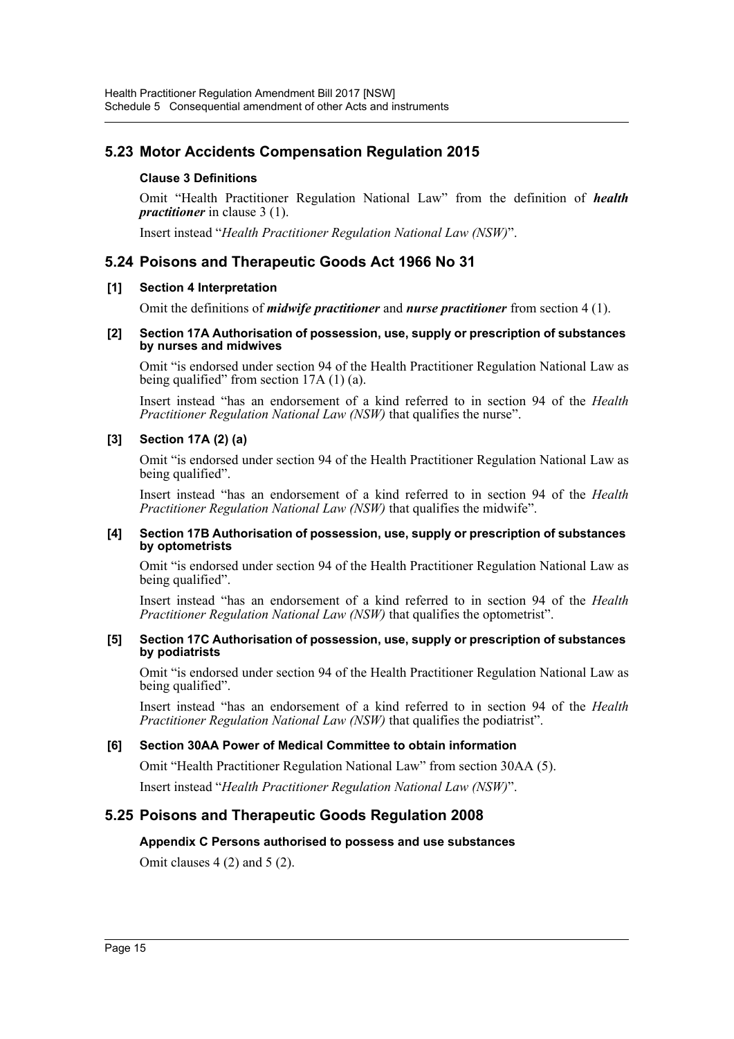## 5.23 Motor Accidents Compensation Regulation 2015

### Clause 3 Definitions

Omit "Health Practitioner Regulation National Law" from the definition of ***health practitioner*** in clause 3 (1).

Insert instead "*Health Practitioner Regulation National Law (NSW)*".

## 5.24 Poisons and Therapeutic Goods Act 1966 No 31

### [1] Section 4 Interpretation

Omit the definitions of ***midwife practitioner*** and ***nurse practitioner*** from section 4 (1).

### [2] Section 17A Authorisation of possession, use, supply or prescription of substances by nurses and midwives

Omit "is endorsed under section 94 of the Health Practitioner Regulation National Law as being qualified" from section 17A (1) (a).

Insert instead "has an endorsement of a kind referred to in section 94 of the *Health Practitioner Regulation National Law (NSW)* that qualifies the nurse".

### [3] Section 17A (2) (a)

Omit "is endorsed under section 94 of the Health Practitioner Regulation National Law as being qualified".

Insert instead "has an endorsement of a kind referred to in section 94 of the *Health Practitioner Regulation National Law (NSW)* that qualifies the midwife".

### [4] Section 17B Authorisation of possession, use, supply or prescription of substances by optometrists

Omit "is endorsed under section 94 of the Health Practitioner Regulation National Law as being qualified".

Insert instead "has an endorsement of a kind referred to in section 94 of the *Health Practitioner Regulation National Law (NSW)* that qualifies the optometrist".

### [5] Section 17C Authorisation of possession, use, supply or prescription of substances by podiatrists

Omit "is endorsed under section 94 of the Health Practitioner Regulation National Law as being qualified".

Insert instead "has an endorsement of a kind referred to in section 94 of the *Health Practitioner Regulation National Law (NSW)* that qualifies the podiatrist".

### [6] Section 30AA Power of Medical Committee to obtain information

Omit "Health Practitioner Regulation National Law" from section 30AA (5).

Insert instead "*Health Practitioner Regulation National Law (NSW)*".

## 5.25 Poisons and Therapeutic Goods Regulation 2008

### Appendix C Persons authorised to possess and use substances

Omit clauses 4 (2) and 5 (2).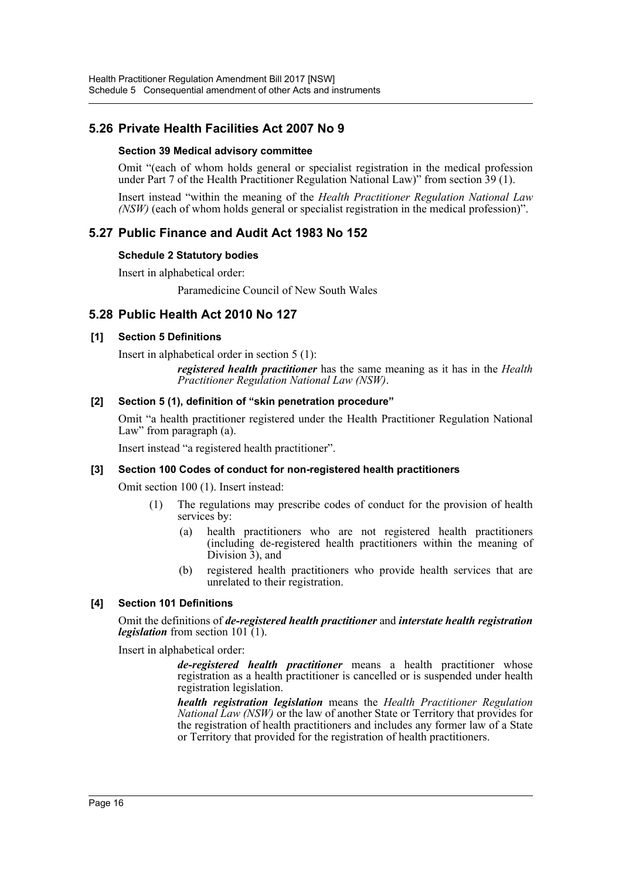## 5.26 Private Health Facilities Act 2007 No 9

### Section 39 Medical advisory committee

Omit "(each of whom holds general or specialist registration in the medical profession under Part 7 of the Health Practitioner Regulation National Law)" from section 39 (1).

Insert instead "within the meaning of the *Health Practitioner Regulation National Law (NSW)* (each of whom holds general or specialist registration in the medical profession)".

## 5.27 Public Finance and Audit Act 1983 No 152

### Schedule 2 Statutory bodies

Insert in alphabetical order:

Paramedicine Council of New South Wales

## 5.28 Public Health Act 2010 No 127

### [1] Section 5 Definitions

Insert in alphabetical order in section 5 (1):

***registered health practitioner*** has the same meaning as it has in the *Health Practitioner Regulation National Law (NSW)*.

### [2] Section 5 (1), definition of "skin penetration procedure"

Omit "a health practitioner registered under the Health Practitioner Regulation National Law" from paragraph (a).

Insert instead "a registered health practitioner".

### [3] Section 100 Codes of conduct for non-registered health practitioners

Omit section 100 (1). Insert instead:

(1) The regulations may prescribe codes of conduct for the provision of health services by:

(a) health practitioners who are not registered health practitioners (including de-registered health practitioners within the meaning of Division 3), and

(b) registered health practitioners who provide health services that are unrelated to their registration.

### [4] Section 101 Definitions

Omit the definitions of ***de-registered health practitioner*** and ***interstate health registration legislation*** from section 101 (1).

Insert in alphabetical order:

***de-registered health practitioner*** means a health practitioner whose registration as a health practitioner is cancelled or is suspended under health registration legislation.

***health registration legislation*** means the *Health Practitioner Regulation National Law (NSW)* or the law of another State or Territory that provides for the registration of health practitioners and includes any former law of a State or Territory that provided for the registration of health practitioners.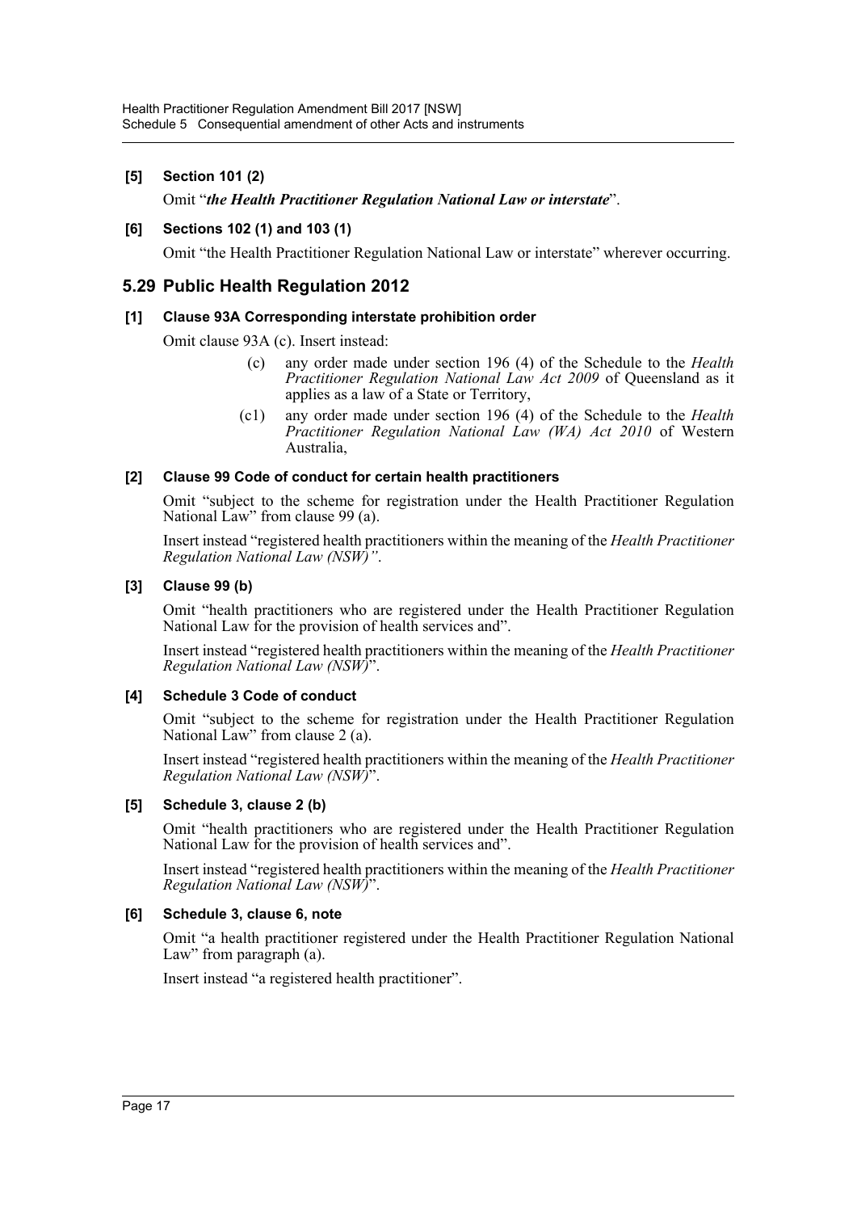**[5] Section 101 (2)**

Omit "***the Health Practitioner Regulation National Law or interstate***".

**[6] Sections 102 (1) and 103 (1)**

Omit "the Health Practitioner Regulation National Law or interstate" wherever occurring.

## 5.29 Public Health Regulation 2012

**[1] Clause 93A Corresponding interstate prohibition order**

Omit clause 93A (c). Insert instead:

> (c) any order made under section 196 (4) of the Schedule to the *Health Practitioner Regulation National Law Act 2009* of Queensland as it applies as a law of a State or Territory,
>
> (c1) any order made under section 196 (4) of the Schedule to the *Health Practitioner Regulation National Law (WA) Act 2010* of Western Australia,

**[2] Clause 99 Code of conduct for certain health practitioners**

Omit "subject to the scheme for registration under the Health Practitioner Regulation National Law" from clause 99 (a).

Insert instead "registered health practitioners within the meaning of the *Health Practitioner Regulation National Law (NSW)"*.

**[3] Clause 99 (b)**

Omit "health practitioners who are registered under the Health Practitioner Regulation National Law for the provision of health services and".

Insert instead "registered health practitioners within the meaning of the *Health Practitioner Regulation National Law (NSW)*".

**[4] Schedule 3 Code of conduct**

Omit "subject to the scheme for registration under the Health Practitioner Regulation National Law" from clause 2 (a).

Insert instead "registered health practitioners within the meaning of the *Health Practitioner Regulation National Law (NSW)*".

**[5] Schedule 3, clause 2 (b)**

Omit "health practitioners who are registered under the Health Practitioner Regulation National Law for the provision of health services and".

Insert instead "registered health practitioners within the meaning of the *Health Practitioner Regulation National Law (NSW)*".

**[6] Schedule 3, clause 6, note**

Omit "a health practitioner registered under the Health Practitioner Regulation National Law" from paragraph (a).

Insert instead "a registered health practitioner".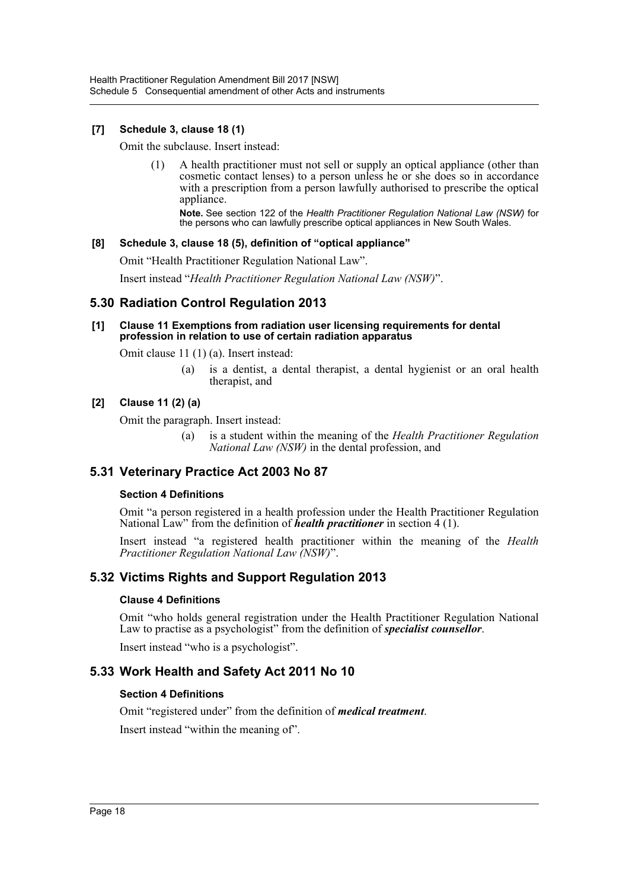**[7] Schedule 3, clause 18 (1)**

Omit the subclause. Insert instead:

> (1) A health practitioner must not sell or supply an optical appliance (other than cosmetic contact lenses) to a person unless he or she does so in accordance with a prescription from a person lawfully authorised to prescribe the optical appliance.
>
> **Note.** See section 122 of the *Health Practitioner Regulation National Law (NSW)* for the persons who can lawfully prescribe optical appliances in New South Wales.

**[8] Schedule 3, clause 18 (5), definition of "optical appliance"**

Omit "Health Practitioner Regulation National Law".

Insert instead "*Health Practitioner Regulation National Law (NSW)*".

## 5.30 Radiation Control Regulation 2013

**[1] Clause 11 Exemptions from radiation user licensing requirements for dental profession in relation to use of certain radiation apparatus**

Omit clause 11 (1) (a). Insert instead:

> (a) is a dentist, a dental therapist, a dental hygienist or an oral health therapist, and

**[2] Clause 11 (2) (a)**

Omit the paragraph. Insert instead:

> (a) is a student within the meaning of the *Health Practitioner Regulation National Law (NSW)* in the dental profession, and

## 5.31 Veterinary Practice Act 2003 No 87

### Section 4 Definitions

Omit "a person registered in a health profession under the Health Practitioner Regulation National Law" from the definition of ***health practitioner*** in section 4 (1).

Insert instead "a registered health practitioner within the meaning of the *Health Practitioner Regulation National Law (NSW)*".

## 5.32 Victims Rights and Support Regulation 2013

### Clause 4 Definitions

Omit "who holds general registration under the Health Practitioner Regulation National Law to practise as a psychologist" from the definition of ***specialist counsellor***.

Insert instead "who is a psychologist".

## 5.33 Work Health and Safety Act 2011 No 10

### Section 4 Definitions

Omit "registered under" from the definition of ***medical treatment***.

Insert instead "within the meaning of".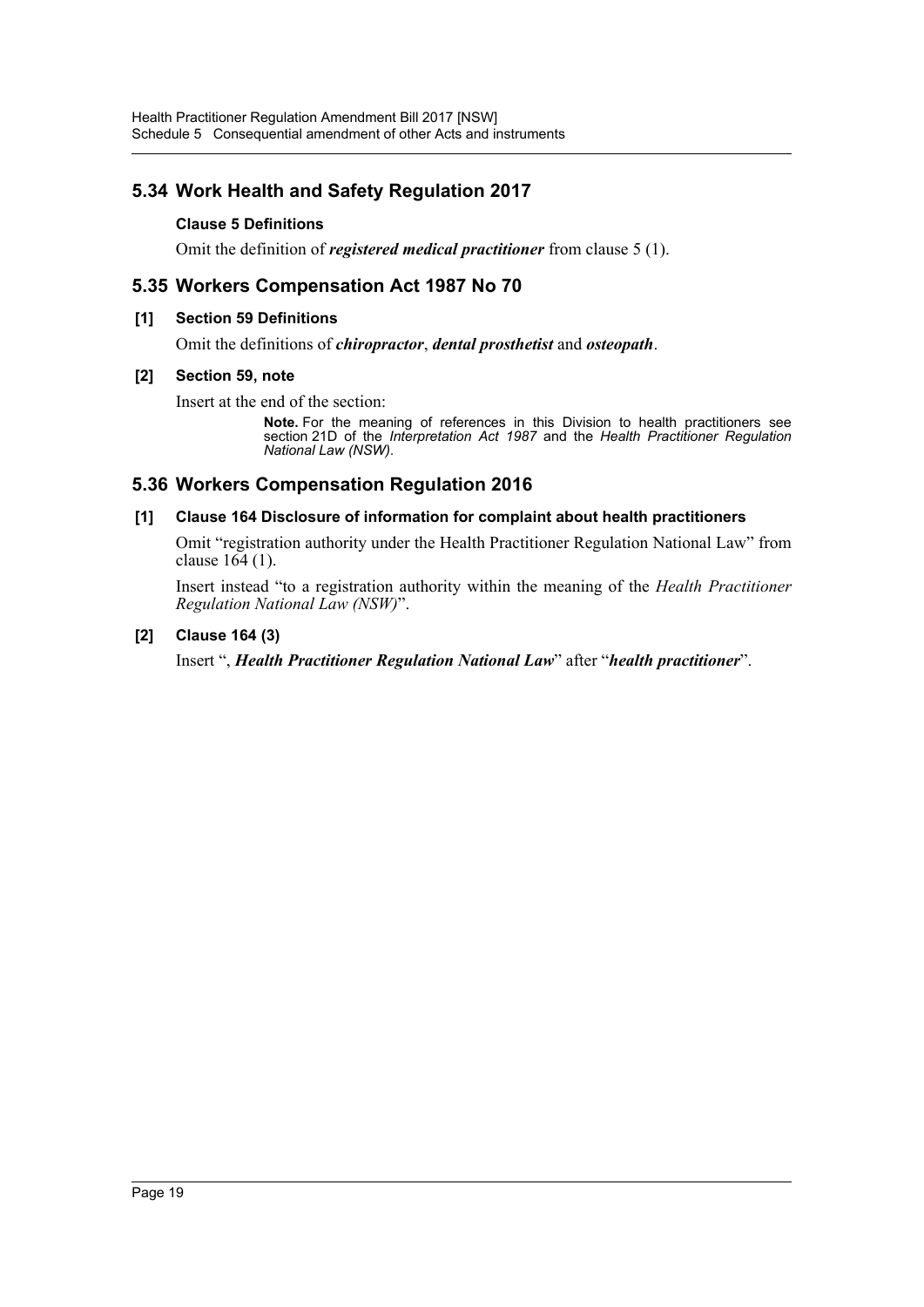## 5.34 Work Health and Safety Regulation 2017

### Clause 5 Definitions

Omit the definition of ***registered medical practitioner*** from clause 5 (1).

## 5.35 Workers Compensation Act 1987 No 70

### [1] Section 59 Definitions

Omit the definitions of ***chiropractor***, ***dental prosthetist*** and ***osteopath***.

### [2] Section 59, note

Insert at the end of the section:

> **Note.** For the meaning of references in this Division to health practitioners see section 21D of the *Interpretation Act 1987* and the *Health Practitioner Regulation National Law (NSW)*.

## 5.36 Workers Compensation Regulation 2016

### [1] Clause 164 Disclosure of information for complaint about health practitioners

Omit "registration authority under the Health Practitioner Regulation National Law" from clause 164 (1).

Insert instead "to a registration authority within the meaning of the *Health Practitioner Regulation National Law (NSW)*".

### [2] Clause 164 (3)

Insert ", ***Health Practitioner Regulation National Law***" after "***health practitioner***".